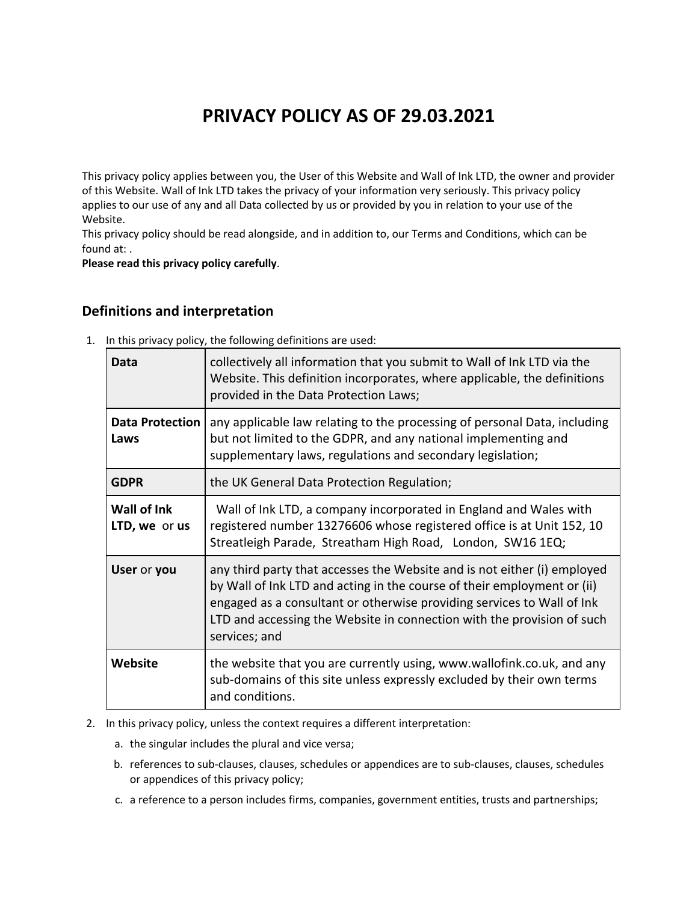# PRIVACY POLICY AS OF 29.03.2021

This privacy policy applies between you, the User of this Website and Wall of Ink LTD, the owner and provider of this Website. Wall of Ink LTD takes the privacy of your information very seriously. This privacy policy applies to our use of any and all Data collected by us or provided by you in relation to your use of the Website.

This privacy policy should be read alongside, and in addition to, our Terms and Conditions, which can be found at: .

**Please read this privacy policy carefully**.

## Definitions and interpretation

1. In this privacy policy, the following definitions are used:

| | |
|---|---|
| **Data** | collectively all information that you submit to Wall of Ink LTD via the Website. This definition incorporates, where applicable, the definitions provided in the Data Protection Laws; |
| **Data Protection Laws** | any applicable law relating to the processing of personal Data, including but not limited to the GDPR, and any national implementing and supplementary laws, regulations and secondary legislation; |
| **GDPR** | the UK General Data Protection Regulation; |
| **Wall of Ink LTD, we** or **us** | Wall of Ink LTD, a company incorporated in England and Wales with registered number 13276606 whose registered office is at Unit 152, 10 Streatleigh Parade, Streatham High Road, London, SW16 1EQ; |
| **User** or **you** | any third party that accesses the Website and is not either (i) employed by Wall of Ink LTD and acting in the course of their employment or (ii) engaged as a consultant or otherwise providing services to Wall of Ink LTD and accessing the Website in connection with the provision of such services; and |
| **Website** | the website that you are currently using, www.wallofink.co.uk, and any sub-domains of this site unless expressly excluded by their own terms and conditions. |

2. In this privacy policy, unless the context requires a different interpretation:
   a. the singular includes the plural and vice versa;
   b. references to sub-clauses, clauses, schedules or appendices are to sub-clauses, clauses, schedules or appendices of this privacy policy;
   c. a reference to a person includes firms, companies, government entities, trusts and partnerships;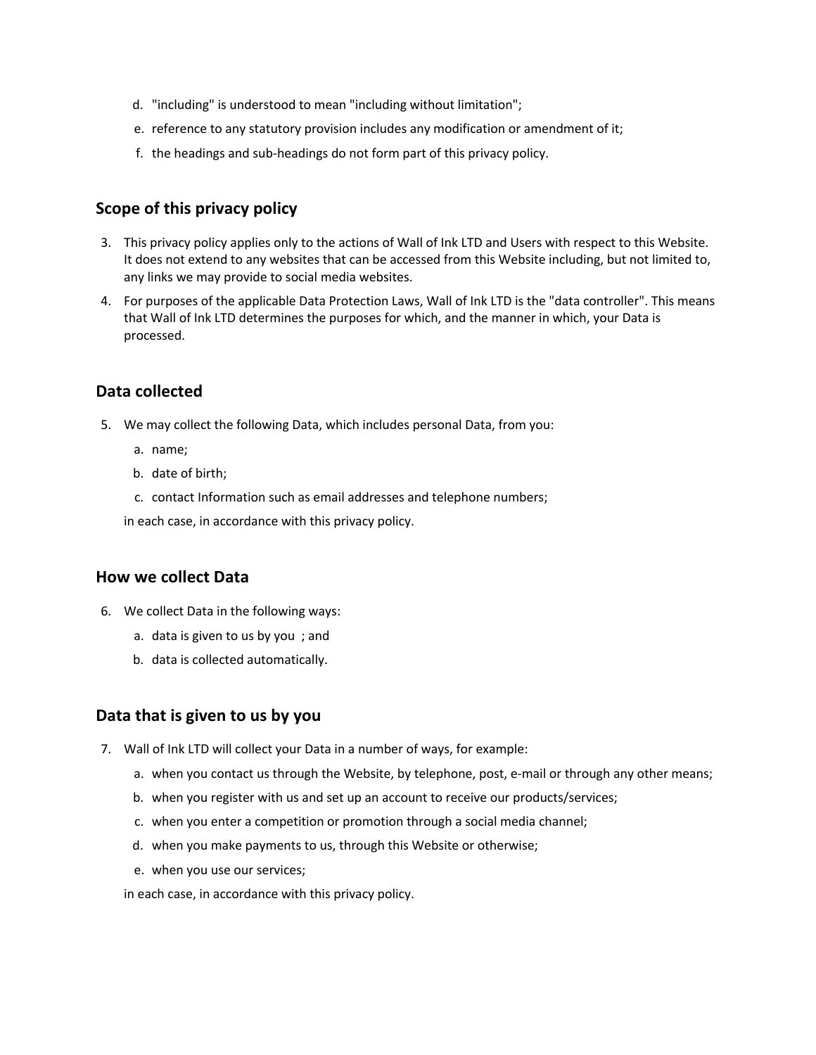d. "including" is understood to mean "including without limitation";

e. reference to any statutory provision includes any modification or amendment of it;

f. the headings and sub-headings do not form part of this privacy policy.

## Scope of this privacy policy

3. This privacy policy applies only to the actions of Wall of Ink LTD and Users with respect to this Website. It does not extend to any websites that can be accessed from this Website including, but not limited to, any links we may provide to social media websites.
4. For purposes of the applicable Data Protection Laws, Wall of Ink LTD is the "data controller". This means that Wall of Ink LTD determines the purposes for which, and the manner in which, your Data is processed.

## Data collected

5. We may collect the following Data, which includes personal Data, from you:
   a. name;
   b. date of birth;
   c. contact Information such as email addresses and telephone numbers;

   in each case, in accordance with this privacy policy.

## How we collect Data

6. We collect Data in the following ways:
   a. data is given to us by you ; and
   b. data is collected automatically.

## Data that is given to us by you

7. Wall of Ink LTD will collect your Data in a number of ways, for example:
   a. when you contact us through the Website, by telephone, post, e-mail or through any other means;
   b. when you register with us and set up an account to receive our products/services;
   c. when you enter a competition or promotion through a social media channel;
   d. when you make payments to us, through this Website or otherwise;
   e. when you use our services;

   in each case, in accordance with this privacy policy.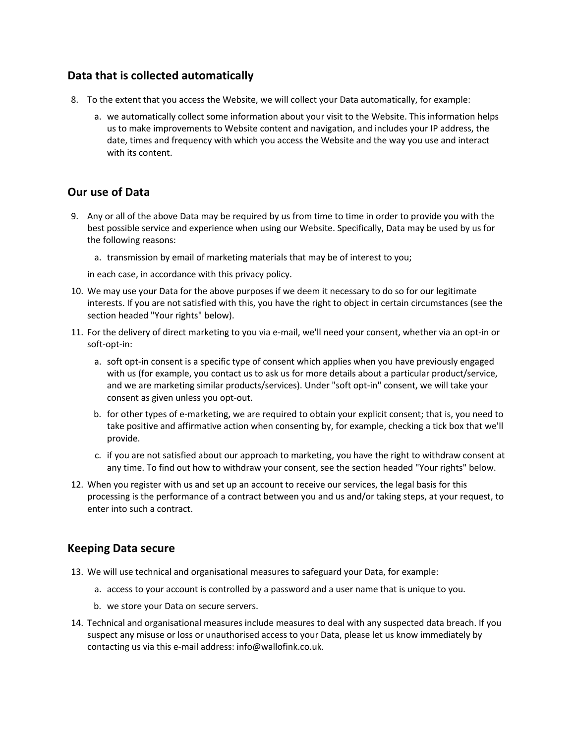## Data that is collected automatically

8. To the extent that you access the Website, we will collect your Data automatically, for example:

    a. we automatically collect some information about your visit to the Website. This information helps us to make improvements to Website content and navigation, and includes your IP address, the date, times and frequency with which you access the Website and the way you use and interact with its content.

## Our use of Data

9. Any or all of the above Data may be required by us from time to time in order to provide you with the best possible service and experience when using our Website. Specifically, Data may be used by us for the following reasons:

    a. transmission by email of marketing materials that may be of interest to you;

    in each case, in accordance with this privacy policy.

10. We may use your Data for the above purposes if we deem it necessary to do so for our legitimate interests. If you are not satisfied with this, you have the right to object in certain circumstances (see the section headed "Your rights" below).

11. For the delivery of direct marketing to you via e-mail, we'll need your consent, whether via an opt-in or soft-opt-in:

    a. soft opt-in consent is a specific type of consent which applies when you have previously engaged with us (for example, you contact us to ask us for more details about a particular product/service, and we are marketing similar products/services). Under "soft opt-in" consent, we will take your consent as given unless you opt-out.

    b. for other types of e-marketing, we are required to obtain your explicit consent; that is, you need to take positive and affirmative action when consenting by, for example, checking a tick box that we'll provide.

    c. if you are not satisfied about our approach to marketing, you have the right to withdraw consent at any time. To find out how to withdraw your consent, see the section headed "Your rights" below.

12. When you register with us and set up an account to receive our services, the legal basis for this processing is the performance of a contract between you and us and/or taking steps, at your request, to enter into such a contract.

## Keeping Data secure

13. We will use technical and organisational measures to safeguard your Data, for example:

    a. access to your account is controlled by a password and a user name that is unique to you.

    b. we store your Data on secure servers.

14. Technical and organisational measures include measures to deal with any suspected data breach. If you suspect any misuse or loss or unauthorised access to your Data, please let us know immediately by contacting us via this e-mail address: info@wallofink.co.uk.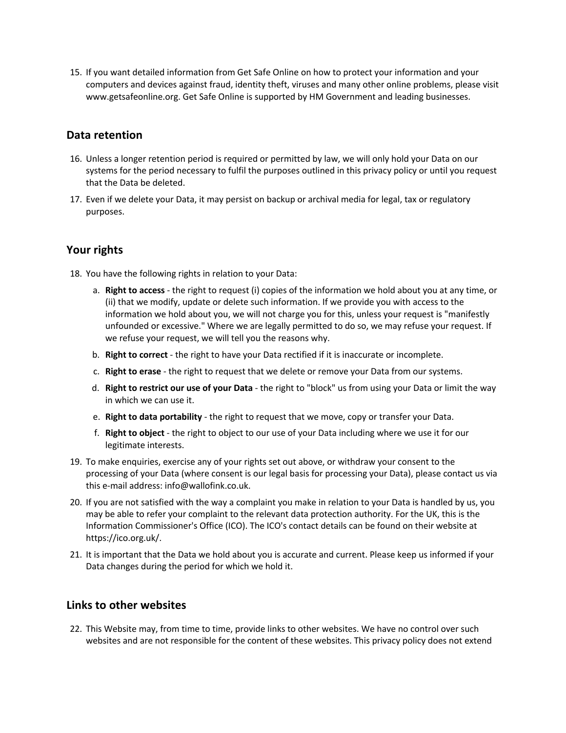15. If you want detailed information from Get Safe Online on how to protect your information and your computers and devices against fraud, identity theft, viruses and many other online problems, please visit www.getsafeonline.org. Get Safe Online is supported by HM Government and leading businesses.

## Data retention

16. Unless a longer retention period is required or permitted by law, we will only hold your Data on our systems for the period necessary to fulfil the purposes outlined in this privacy policy or until you request that the Data be deleted.
17. Even if we delete your Data, it may persist on backup or archival media for legal, tax or regulatory purposes.

## Your rights

18. You have the following rights in relation to your Data:
    a. **Right to access** - the right to request (i) copies of the information we hold about you at any time, or (ii) that we modify, update or delete such information. If we provide you with access to the information we hold about you, we will not charge you for this, unless your request is "manifestly unfounded or excessive." Where we are legally permitted to do so, we may refuse your request. If we refuse your request, we will tell you the reasons why.
    b. **Right to correct** - the right to have your Data rectified if it is inaccurate or incomplete.
    c. **Right to erase** - the right to request that we delete or remove your Data from our systems.
    d. **Right to restrict our use of your Data** - the right to "block" us from using your Data or limit the way in which we can use it.
    e. **Right to data portability** - the right to request that we move, copy or transfer your Data.
    f. **Right to object** - the right to object to our use of your Data including where we use it for our legitimate interests.
19. To make enquiries, exercise any of your rights set out above, or withdraw your consent to the processing of your Data (where consent is our legal basis for processing your Data), please contact us via this e-mail address: info@wallofink.co.uk.
20. If you are not satisfied with the way a complaint you make in relation to your Data is handled by us, you may be able to refer your complaint to the relevant data protection authority. For the UK, this is the Information Commissioner's Office (ICO). The ICO's contact details can be found on their website at https://ico.org.uk/.
21. It is important that the Data we hold about you is accurate and current. Please keep us informed if your Data changes during the period for which we hold it.

## Links to other websites

22. This Website may, from time to time, provide links to other websites. We have no control over such websites and are not responsible for the content of these websites. This privacy policy does not extend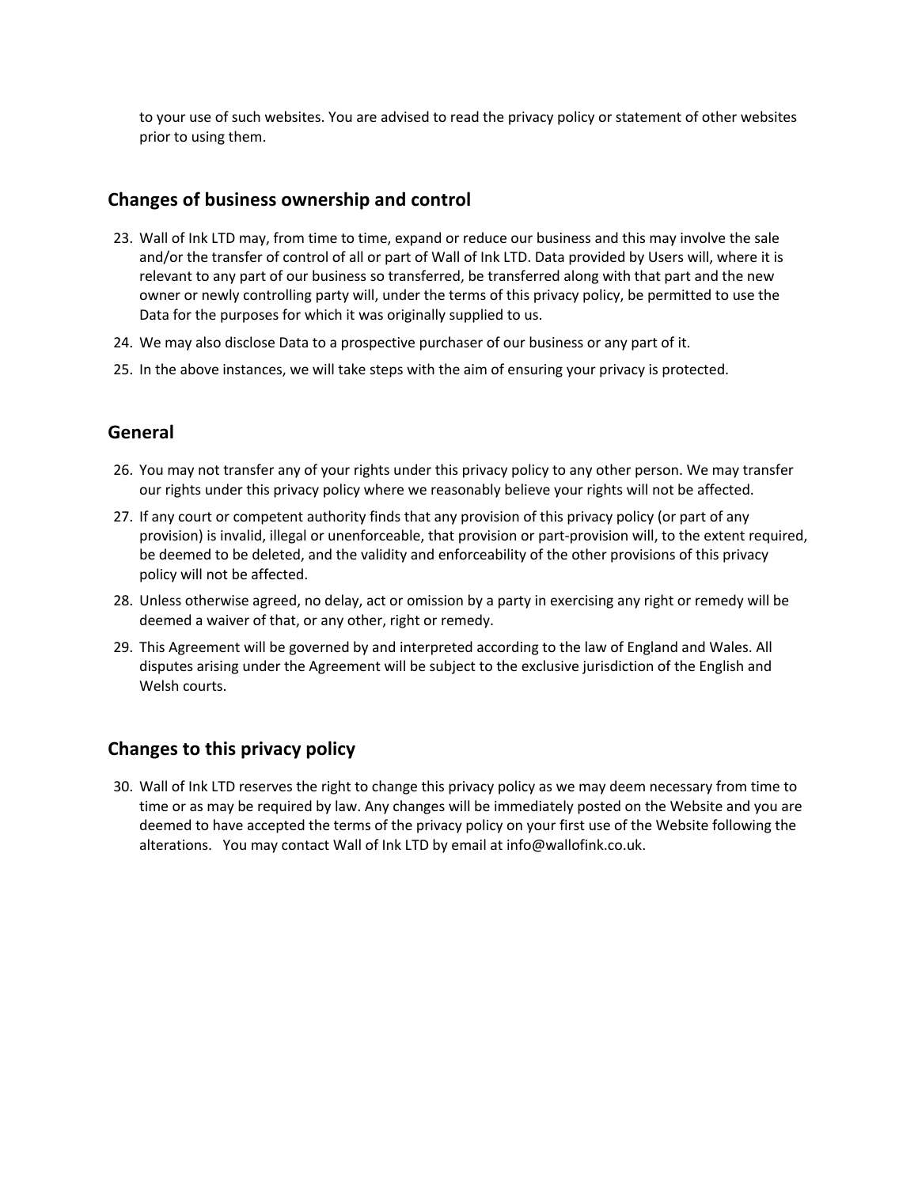to your use of such websites. You are advised to read the privacy policy or statement of other websites prior to using them.

## Changes of business ownership and control

23. Wall of Ink LTD may, from time to time, expand or reduce our business and this may involve the sale and/or the transfer of control of all or part of Wall of Ink LTD. Data provided by Users will, where it is relevant to any part of our business so transferred, be transferred along with that part and the new owner or newly controlling party will, under the terms of this privacy policy, be permitted to use the Data for the purposes for which it was originally supplied to us.
24. We may also disclose Data to a prospective purchaser of our business or any part of it.
25. In the above instances, we will take steps with the aim of ensuring your privacy is protected.

## General

26. You may not transfer any of your rights under this privacy policy to any other person. We may transfer our rights under this privacy policy where we reasonably believe your rights will not be affected.
27. If any court or competent authority finds that any provision of this privacy policy (or part of any provision) is invalid, illegal or unenforceable, that provision or part-provision will, to the extent required, be deemed to be deleted, and the validity and enforceability of the other provisions of this privacy policy will not be affected.
28. Unless otherwise agreed, no delay, act or omission by a party in exercising any right or remedy will be deemed a waiver of that, or any other, right or remedy.
29. This Agreement will be governed by and interpreted according to the law of England and Wales. All disputes arising under the Agreement will be subject to the exclusive jurisdiction of the English and Welsh courts.

## Changes to this privacy policy

30. Wall of Ink LTD reserves the right to change this privacy policy as we may deem necessary from time to time or as may be required by law. Any changes will be immediately posted on the Website and you are deemed to have accepted the terms of the privacy policy on your first use of the Website following the alterations. You may contact Wall of Ink LTD by email at info@wallofink.co.uk.